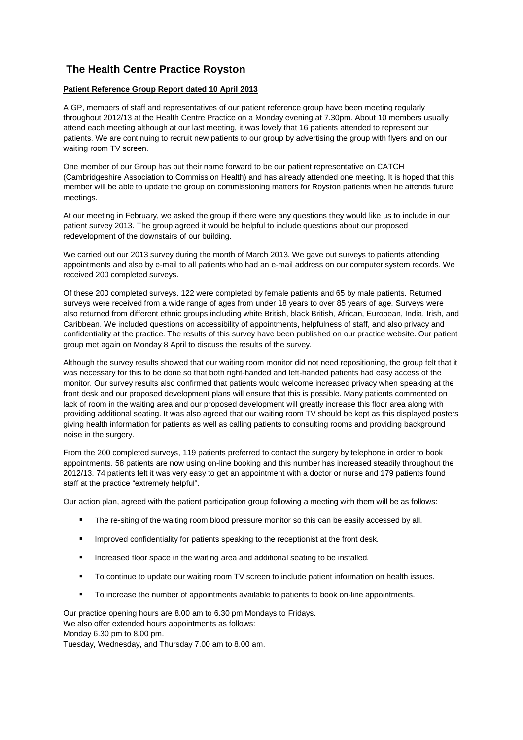# The Health Centre Practice Royston

**Patient Reference Group Report dated 10 April 2013**

A GP, members of staff and representatives of our patient reference group have been meeting regularly throughout 2012/13 at the Health Centre Practice on a Monday evening at 7.30pm. About 10 members usually attend each meeting although at our last meeting, it was lovely that 16 patients attended to represent our patients. We are continuing to recruit new patients to our group by advertising the group with flyers and on our waiting room TV screen.

One member of our Group has put their name forward to be our patient representative on CATCH (Cambridgeshire Association to Commission Health) and has already attended one meeting. It is hoped that this member will be able to update the group on commissioning matters for Royston patients when he attends future meetings.

At our meeting in February, we asked the group if there were any questions they would like us to include in our patient survey 2013. The group agreed it would be helpful to include questions about our proposed redevelopment of the downstairs of our building.

We carried out our 2013 survey during the month of March 2013. We gave out surveys to patients attending appointments and also by e-mail to all patients who had an e-mail address on our computer system records. We received 200 completed surveys.

Of these 200 completed surveys, 122 were completed by female patients and 65 by male patients. Returned surveys were received from a wide range of ages from under 18 years to over 85 years of age. Surveys were also returned from different ethnic groups including white British, black British, African, European, India, Irish, and Caribbean. We included questions on accessibility of appointments, helpfulness of staff, and also privacy and confidentiality at the practice. The results of this survey have been published on our practice website. Our patient group met again on Monday 8 April to discuss the results of the survey.

Although the survey results showed that our waiting room monitor did not need repositioning, the group felt that it was necessary for this to be done so that both right-handed and left-handed patients had easy access of the monitor. Our survey results also confirmed that patients would welcome increased privacy when speaking at the front desk and our proposed development plans will ensure that this is possible. Many patients commented on lack of room in the waiting area and our proposed development will greatly increase this floor area along with providing additional seating. It was also agreed that our waiting room TV should be kept as this displayed posters giving health information for patients as well as calling patients to consulting rooms and providing background noise in the surgery.

From the 200 completed surveys, 119 patients preferred to contact the surgery by telephone in order to book appointments. 58 patients are now using on-line booking and this number has increased steadily throughout the 2012/13. 74 patients felt it was very easy to get an appointment with a doctor or nurse and 179 patients found staff at the practice "extremely helpful".

Our action plan, agreed with the patient participation group following a meeting with them will be as follows:

- The re-siting of the waiting room blood pressure monitor so this can be easily accessed by all.
- Improved confidentiality for patients speaking to the receptionist at the front desk.
- Increased floor space in the waiting area and additional seating to be installed.
- To continue to update our waiting room TV screen to include patient information on health issues.
- To increase the number of appointments available to patients to book on-line appointments.

Our practice opening hours are 8.00 am to 6.30 pm Mondays to Fridays.
We also offer extended hours appointments as follows:
Monday 6.30 pm to 8.00 pm.
Tuesday, Wednesday, and Thursday 7.00 am to 8.00 am.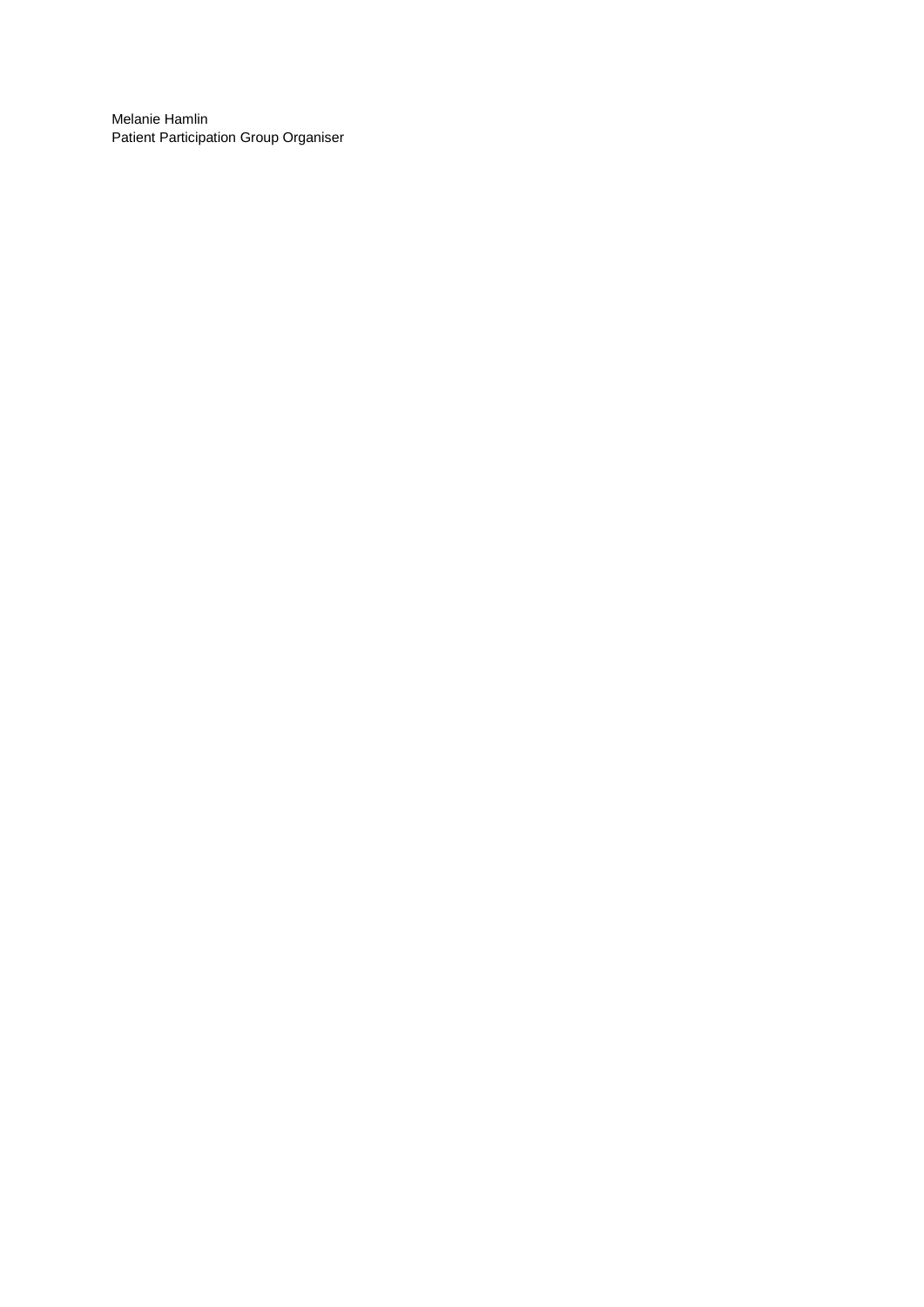Melanie Hamlin
Patient Participation Group Organiser